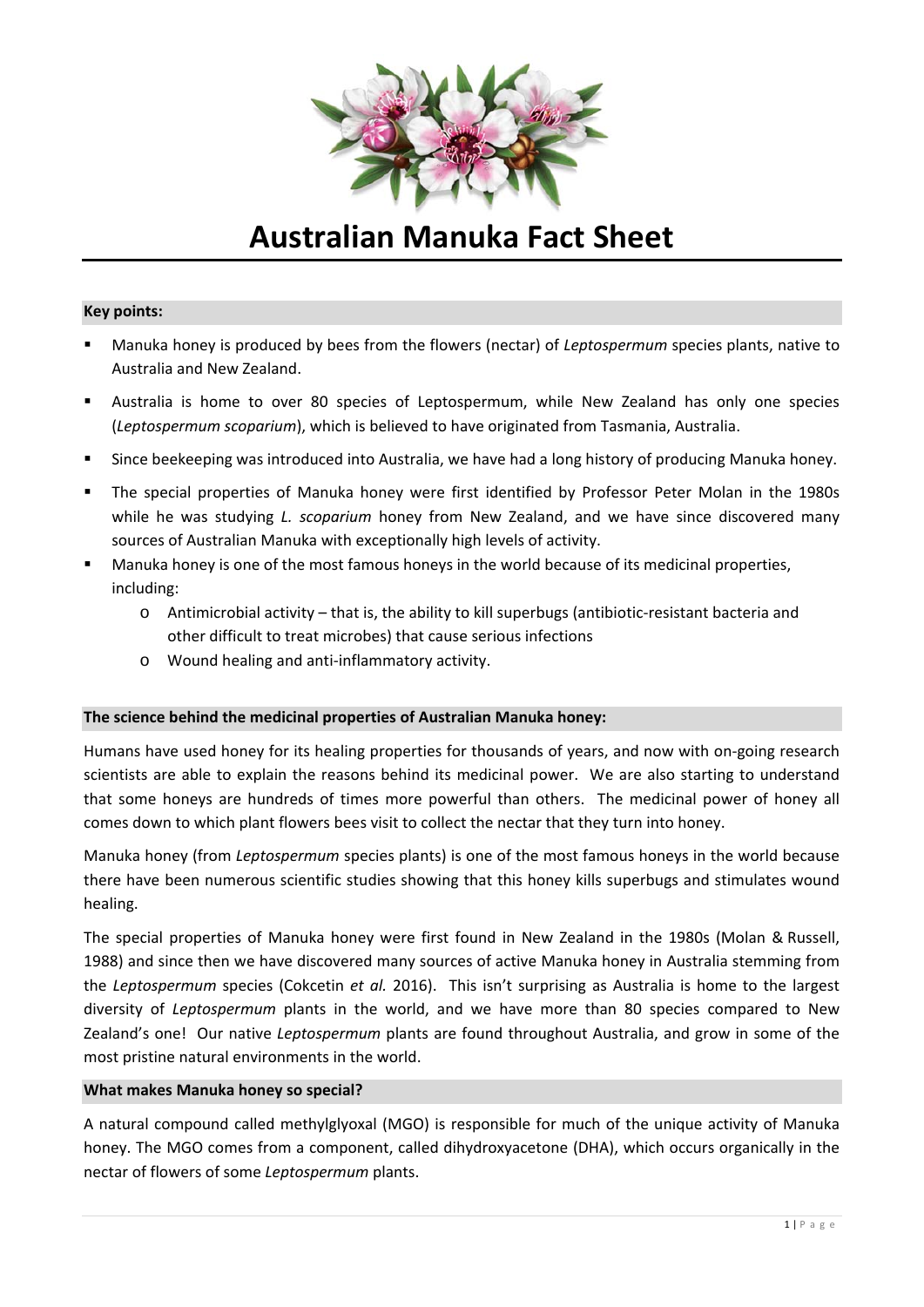# Australian Manuka Fact Sheet

**Key points:**

- Manuka honey is produced by bees from the flowers (nectar) of *Leptospermum* species plants, native to Australia and New Zealand.
- Australia is home to over 80 species of Leptospermum, while New Zealand has only one species (*Leptospermum scoparium*), which is believed to have originated from Tasmania, Australia.
- Since beekeeping was introduced into Australia, we have had a long history of producing Manuka honey.
- The special properties of Manuka honey were first identified by Professor Peter Molan in the 1980s while he was studying *L. scoparium* honey from New Zealand, and we have since discovered many sources of Australian Manuka with exceptionally high levels of activity.
- Manuka honey is one of the most famous honeys in the world because of its medicinal properties, including:
  - Antimicrobial activity – that is, the ability to kill superbugs (antibiotic-resistant bacteria and other difficult to treat microbes) that cause serious infections
  - Wound healing and anti-inflammatory activity.

**The science behind the medicinal properties of Australian Manuka honey:**

Humans have used honey for its healing properties for thousands of years, and now with on-going research scientists are able to explain the reasons behind its medicinal power. We are also starting to understand that some honeys are hundreds of times more powerful than others. The medicinal power of honey all comes down to which plant flowers bees visit to collect the nectar that they turn into honey.

Manuka honey (from *Leptospermum* species plants) is one of the most famous honeys in the world because there have been numerous scientific studies showing that this honey kills superbugs and stimulates wound healing.

The special properties of Manuka honey were first found in New Zealand in the 1980s (Molan & Russell, 1988) and since then we have discovered many sources of active Manuka honey in Australia stemming from the *Leptospermum* species (Cokcetin *et al.* 2016). This isn't surprising as Australia is home to the largest diversity of *Leptospermum* plants in the world, and we have more than 80 species compared to New Zealand's one! Our native *Leptospermum* plants are found throughout Australia, and grow in some of the most pristine natural environments in the world.

**What makes Manuka honey so special?**

A natural compound called methylglyoxal (MGO) is responsible for much of the unique activity of Manuka honey. The MGO comes from a component, called dihydroxyacetone (DHA), which occurs organically in the nectar of flowers of some *Leptospermum* plants.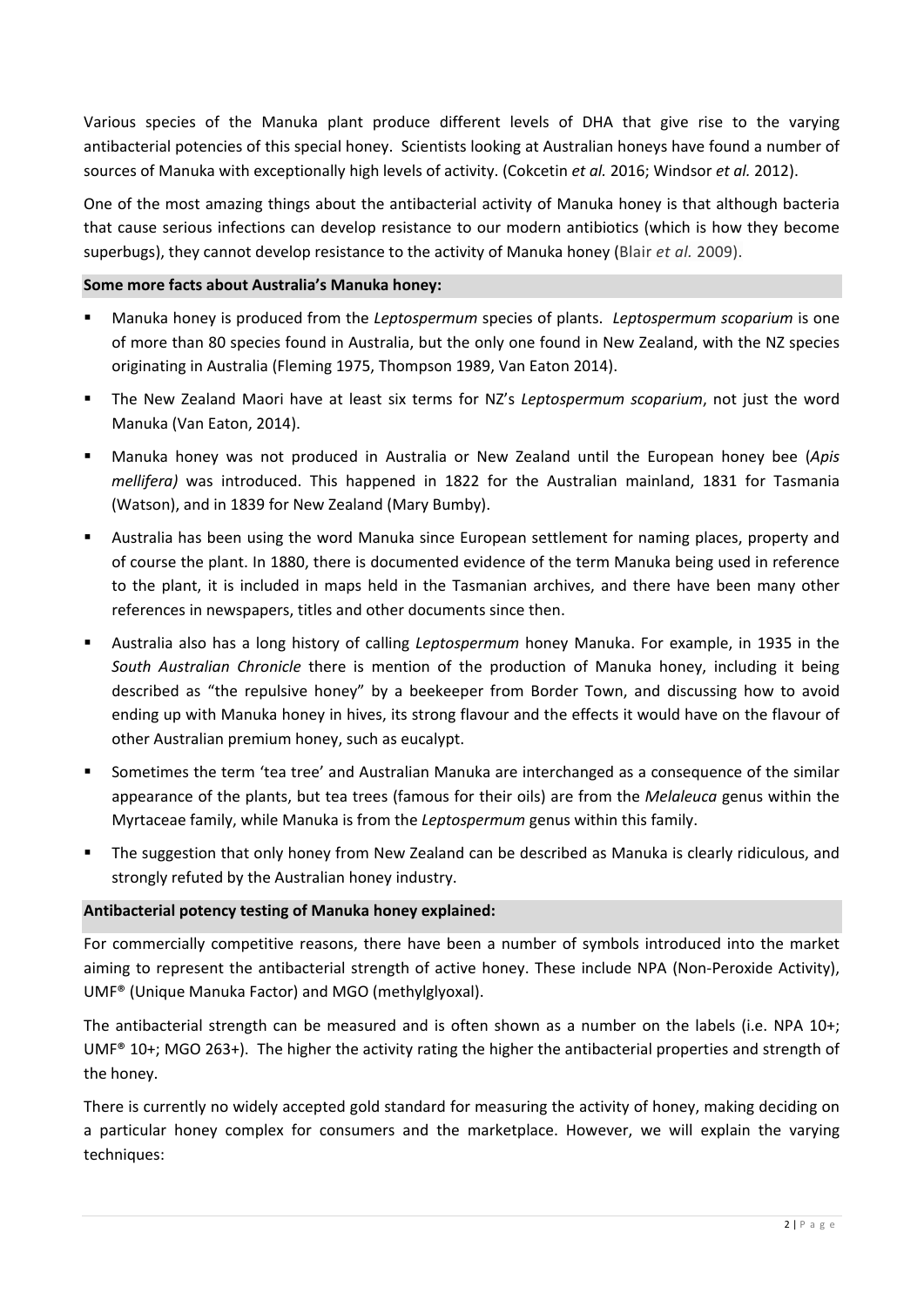Various species of the Manuka plant produce different levels of DHA that give rise to the varying antibacterial potencies of this special honey. Scientists looking at Australian honeys have found a number of sources of Manuka with exceptionally high levels of activity. (Cokcetin *et al.* 2016; Windsor *et al.* 2012).

One of the most amazing things about the antibacterial activity of Manuka honey is that although bacteria that cause serious infections can develop resistance to our modern antibiotics (which is how they become superbugs), they cannot develop resistance to the activity of Manuka honey (Blair *et al.* 2009).

**Some more facts about Australia's Manuka honey:**

- Manuka honey is produced from the *Leptospermum* species of plants. *Leptospermum scoparium* is one of more than 80 species found in Australia, but the only one found in New Zealand, with the NZ species originating in Australia (Fleming 1975, Thompson 1989, Van Eaton 2014).
- The New Zealand Maori have at least six terms for NZ's *Leptospermum scoparium*, not just the word Manuka (Van Eaton, 2014).
- Manuka honey was not produced in Australia or New Zealand until the European honey bee (*Apis mellifera)* was introduced. This happened in 1822 for the Australian mainland, 1831 for Tasmania (Watson), and in 1839 for New Zealand (Mary Bumby).
- Australia has been using the word Manuka since European settlement for naming places, property and of course the plant. In 1880, there is documented evidence of the term Manuka being used in reference to the plant, it is included in maps held in the Tasmanian archives, and there have been many other references in newspapers, titles and other documents since then.
- Australia also has a long history of calling *Leptospermum* honey Manuka. For example, in 1935 in the *South Australian Chronicle* there is mention of the production of Manuka honey, including it being described as "the repulsive honey" by a beekeeper from Border Town, and discussing how to avoid ending up with Manuka honey in hives, its strong flavour and the effects it would have on the flavour of other Australian premium honey, such as eucalypt.
- Sometimes the term 'tea tree' and Australian Manuka are interchanged as a consequence of the similar appearance of the plants, but tea trees (famous for their oils) are from the *Melaleuca* genus within the Myrtaceae family, while Manuka is from the *Leptospermum* genus within this family.
- The suggestion that only honey from New Zealand can be described as Manuka is clearly ridiculous, and strongly refuted by the Australian honey industry.

**Antibacterial potency testing of Manuka honey explained:**

For commercially competitive reasons, there have been a number of symbols introduced into the market aiming to represent the antibacterial strength of active honey. These include NPA (Non-Peroxide Activity), UMF® (Unique Manuka Factor) and MGO (methylglyoxal).

The antibacterial strength can be measured and is often shown as a number on the labels (i.e. NPA 10+; UMF® 10+; MGO 263+). The higher the activity rating the higher the antibacterial properties and strength of the honey.

There is currently no widely accepted gold standard for measuring the activity of honey, making deciding on a particular honey complex for consumers and the marketplace. However, we will explain the varying techniques: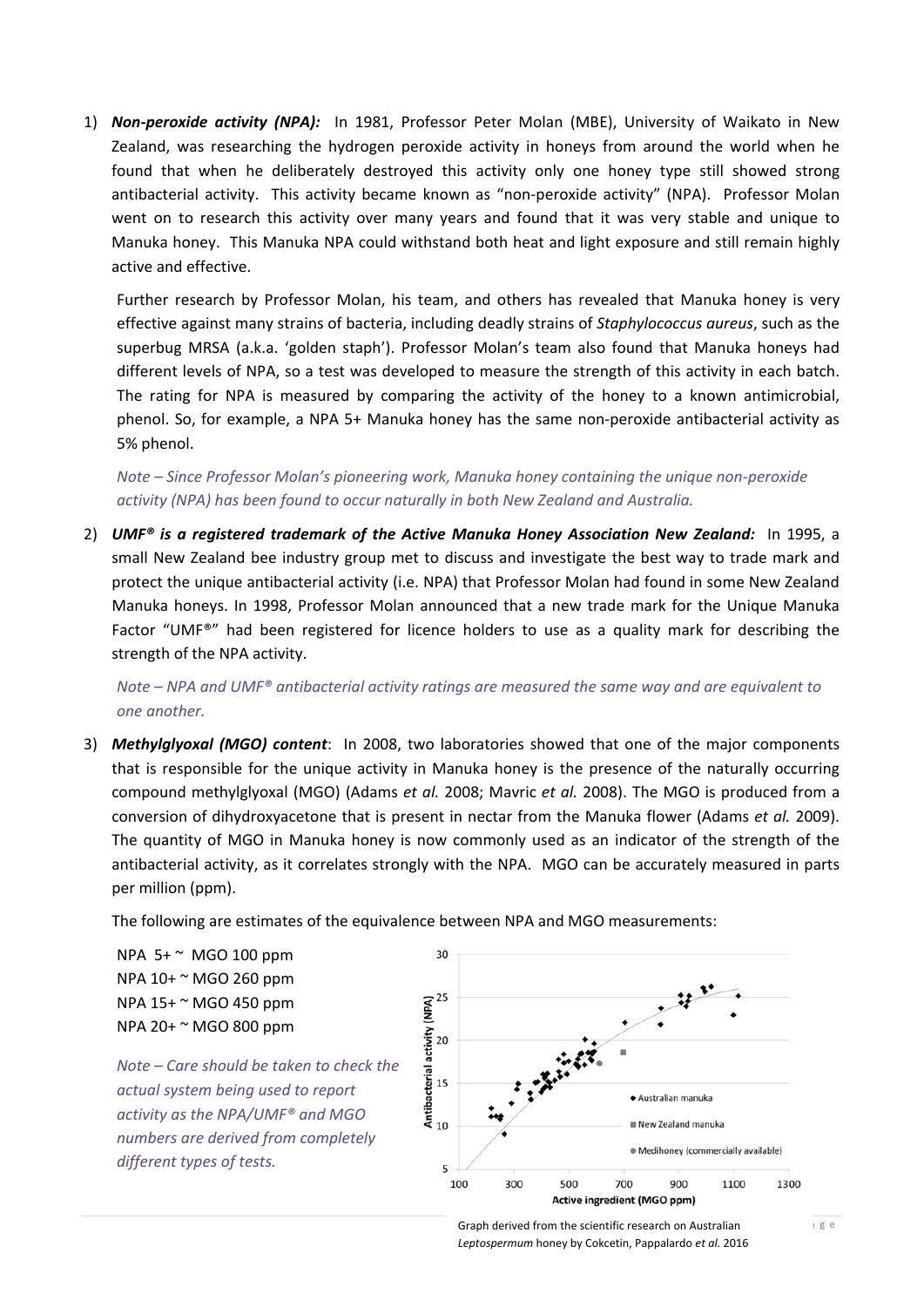1) ***Non-peroxide activity (NPA):*** In 1981, Professor Peter Molan (MBE), University of Waikato in New Zealand, was researching the hydrogen peroxide activity in honeys from around the world when he found that when he deliberately destroyed this activity only one honey type still showed strong antibacterial activity. This activity became known as "non-peroxide activity" (NPA). Professor Molan went on to research this activity over many years and found that it was very stable and unique to Manuka honey. This Manuka NPA could withstand both heat and light exposure and still remain highly active and effective.

   Further research by Professor Molan, his team, and others has revealed that Manuka honey is very effective against many strains of bacteria, including deadly strains of *Staphylococcus aureus*, such as the superbug MRSA (a.k.a. 'golden staph'). Professor Molan's team also found that Manuka honeys had different levels of NPA, so a test was developed to measure the strength of this activity in each batch. The rating for NPA is measured by comparing the activity of the honey to a known antimicrobial, phenol. So, for example, a NPA 5+ Manuka honey has the same non-peroxide antibacterial activity as 5% phenol.

   *Note – Since Professor Molan's pioneering work, Manuka honey containing the unique non-peroxide activity (NPA) has been found to occur naturally in both New Zealand and Australia.*

2) ***UMF® is a registered trademark of the Active Manuka Honey Association New Zealand:*** In 1995, a small New Zealand bee industry group met to discuss and investigate the best way to trade mark and protect the unique antibacterial activity (i.e. NPA) that Professor Molan had found in some New Zealand Manuka honeys. In 1998, Professor Molan announced that a new trade mark for the Unique Manuka Factor "UMF®" had been registered for licence holders to use as a quality mark for describing the strength of the NPA activity.

   *Note – NPA and UMF® antibacterial activity ratings are measured the same way and are equivalent to one another.*

3) ***Methylglyoxal (MGO) content***: In 2008, two laboratories showed that one of the major components that is responsible for the unique activity in Manuka honey is the presence of the naturally occurring compound methylglyoxal (MGO) (Adams *et al.* 2008; Mavric *et al.* 2008). The MGO is produced from a conversion of dihydroxyacetone that is present in nectar from the Manuka flower (Adams *et al.* 2009). The quantity of MGO in Manuka honey is now commonly used as an indicator of the strength of the antibacterial activity, as it correlates strongly with the NPA. MGO can be accurately measured in parts per million (ppm).

   The following are estimates of the equivalence between NPA and MGO measurements:

   NPA 5+ ~ MGO 100 ppm
   NPA 10+ ~ MGO 260 ppm
   NPA 15+ ~ MGO 450 ppm
   NPA 20+ ~ MGO 800 ppm

   *Note – Care should be taken to check the actual system being used to report activity as the NPA/UMF® and MGO numbers are derived from completely different types of tests.*

Graph derived from the scientific research on Australian *Leptospermum* honey by Cokcetin, Pappalardo *et al.* 2016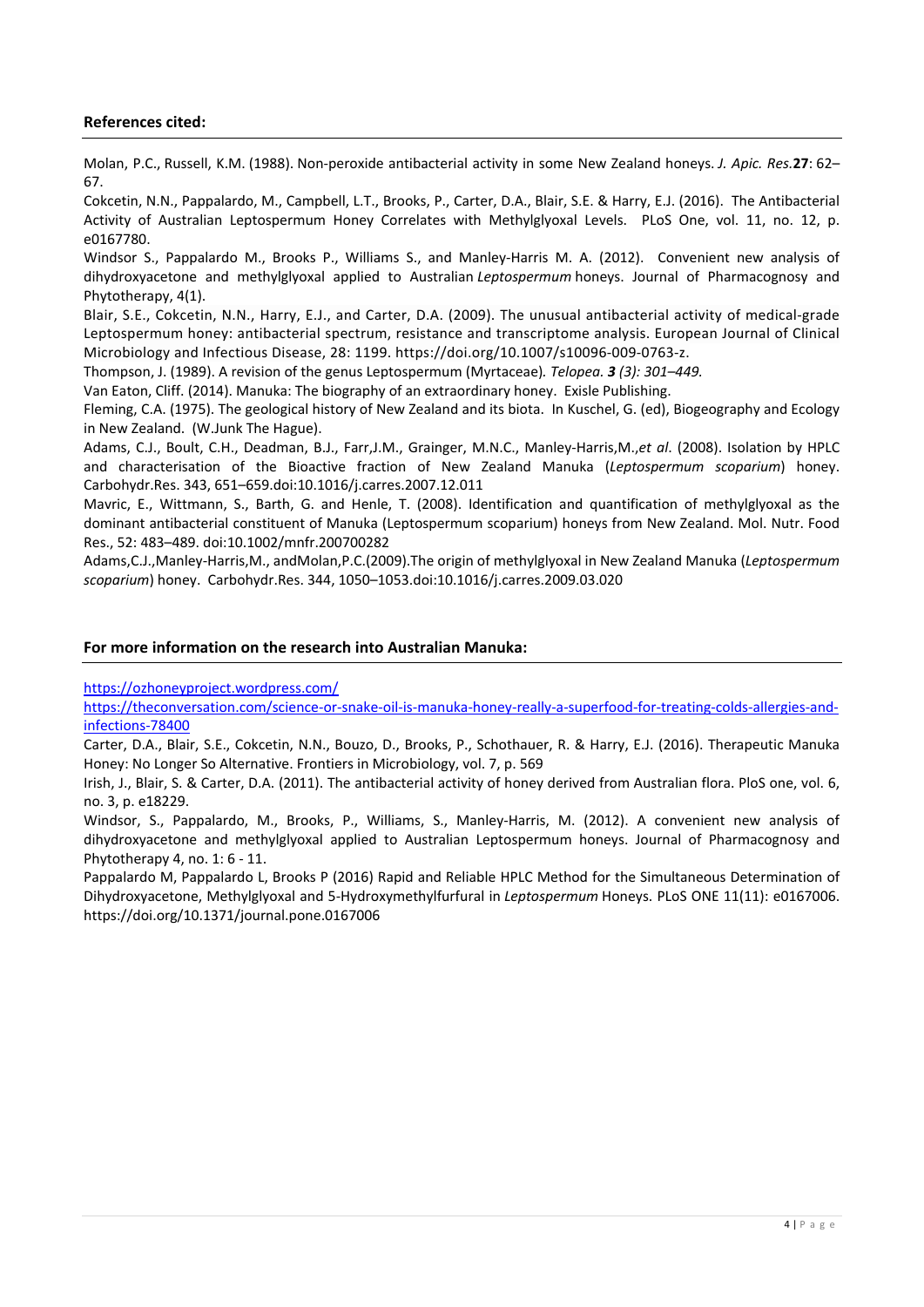## References cited:

Molan, P.C., Russell, K.M. (1988). Non-peroxide antibacterial activity in some New Zealand honeys. *J. Apic. Res.* **27**: 62–67.

Cokcetin, N.N., Pappalardo, M., Campbell, L.T., Brooks, P., Carter, D.A., Blair, S.E. & Harry, E.J. (2016). The Antibacterial Activity of Australian Leptospermum Honey Correlates with Methylglyoxal Levels. PLoS One, vol. 11, no. 12, p. e0167780.

Windsor S., Pappalardo M., Brooks P., Williams S., and Manley-Harris M. A. (2012). Convenient new analysis of dihydroxyacetone and methylglyoxal applied to Australian *Leptospermum* honeys. Journal of Pharmacognosy and Phytotherapy, 4(1).

Blair, S.E., Cokcetin, N.N., Harry, E.J., and Carter, D.A. (2009). The unusual antibacterial activity of medical-grade Leptospermum honey: antibacterial spectrum, resistance and transcriptome analysis. European Journal of Clinical Microbiology and Infectious Disease, 28: 1199. https://doi.org/10.1007/s10096-009-0763-z.

Thompson, J. (1989). A revision of the genus Leptospermum (Myrtaceae). *Telopea.* ***3*** *(3): 301–449.*

Van Eaton, Cliff. (2014). Manuka: The biography of an extraordinary honey. Exisle Publishing.

Fleming, C.A. (1975). The geological history of New Zealand and its biota. In Kuschel, G. (ed), Biogeography and Ecology in New Zealand. (W.Junk The Hague).

Adams, C.J., Boult, C.H., Deadman, B.J., Farr,J.M., Grainger, M.N.C., Manley-Harris,M.,*et al*. (2008). Isolation by HPLC and characterisation of the Bioactive fraction of New Zealand Manuka (*Leptospermum scoparium*) honey. Carbohydr.Res. 343, 651–659.doi:10.1016/j.carres.2007.12.011

Mavric, E., Wittmann, S., Barth, G. and Henle, T. (2008). Identification and quantification of methylglyoxal as the dominant antibacterial constituent of Manuka (Leptospermum scoparium) honeys from New Zealand. Mol. Nutr. Food Res., 52: 483–489. doi:10.1002/mnfr.200700282

Adams,C.J.,Manley-Harris,M., andMolan,P.C.(2009).The origin of methylglyoxal in New Zealand Manuka (*Leptospermum scoparium*) honey. Carbohydr.Res. 344, 1050–1053.doi:10.1016/j.carres.2009.03.020

## For more information on the research into Australian Manuka:

https://ozhoneyproject.wordpress.com/

https://theconversation.com/science-or-snake-oil-is-manuka-honey-really-a-superfood-for-treating-colds-allergies-and-infections-78400

Carter, D.A., Blair, S.E., Cokcetin, N.N., Bouzo, D., Brooks, P., Schothauer, R. & Harry, E.J. (2016). Therapeutic Manuka Honey: No Longer So Alternative. Frontiers in Microbiology, vol. 7, p. 569

Irish, J., Blair, S. & Carter, D.A. (2011). The antibacterial activity of honey derived from Australian flora. PloS one, vol. 6, no. 3, p. e18229.

Windsor, S., Pappalardo, M., Brooks, P., Williams, S., Manley-Harris, M. (2012). A convenient new analysis of dihydroxyacetone and methylglyoxal applied to Australian Leptospermum honeys. Journal of Pharmacognosy and Phytotherapy 4, no. 1: 6 - 11.

Pappalardo M, Pappalardo L, Brooks P (2016) Rapid and Reliable HPLC Method for the Simultaneous Determination of Dihydroxyacetone, Methylglyoxal and 5-Hydroxymethylfurfural in *Leptospermum* Honeys. PLoS ONE 11(11): e0167006. https://doi.org/10.1371/journal.pone.0167006